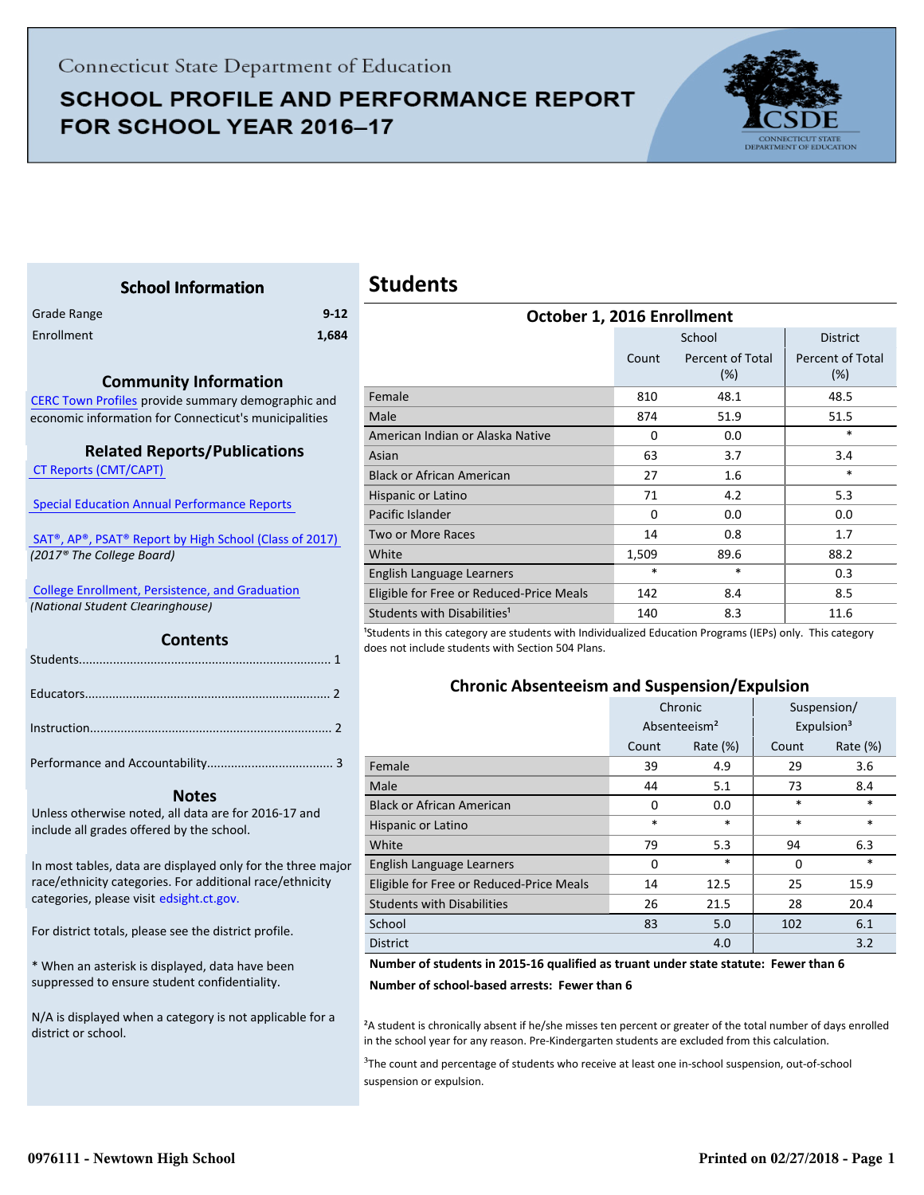Connecticut State Department of Education

# SCHOOL PROFILE AND PERFORMANCE REPORT FOR SCHOOL YEAR 2016–17

## School Information

| | |
|---|---|
| Grade Range | 9-12 |
| Enrollment | 1,684 |

### Community Information

CERC Town Profiles provide summary demographic and economic information for Connecticut's municipalities

### Related Reports/Publications

CT Reports (CMT/CAPT)

Special Education Annual Performance Reports

SAT®, AP®, PSAT® Report by High School (Class of 2017)
*(2017® The College Board)*

College Enrollment, Persistence, and Graduation
*(National Student Clearinghouse)*

### Contents

Students........................................................................ 1

Educators...................................................................... 2

Instruction..................................................................... 2

Performance and Accountability.................................... 3

### Notes

Unless otherwise noted, all data are for 2016-17 and include all grades offered by the school.

In most tables, data are displayed only for the three major race/ethnicity categories. For additional race/ethnicity categories, please visit edsight.ct.gov.

For district totals, please see the district profile.

* When an asterisk is displayed, data have been suppressed to ensure student confidentiality.

N/A is displayed when a category is not applicable for a district or school.

## Students

### October 1, 2016 Enrollment

| | School | | District |
|---|---|---|---|
| | Count | Percent of Total (%) | Percent of Total (%) |
| Female | 810 | 48.1 | 48.5 |
| Male | 874 | 51.9 | 51.5 |
| American Indian or Alaska Native | 0 | 0.0 | * |
| Asian | 63 | 3.7 | 3.4 |
| Black or African American | 27 | 1.6 | * |
| Hispanic or Latino | 71 | 4.2 | 5.3 |
| Pacific Islander | 0 | 0.0 | 0.0 |
| Two or More Races | 14 | 0.8 | 1.7 |
| White | 1,509 | 89.6 | 88.2 |
| English Language Learners | * | * | 0.3 |
| Eligible for Free or Reduced-Price Meals | 142 | 8.4 | 8.5 |
| Students with Disabilities[1] | 140 | 8.3 | 11.6 |

[1]Students in this category are students with Individualized Education Programs (IEPs) only. This category does not include students with Section 504 Plans.

### Chronic Absenteeism and Suspension/Expulsion

| | Chronic Absenteeism[2] | | Suspension/ Expulsion[3] | |
|---|---|---|---|---|
| | Count | Rate (%) | Count | Rate (%) |
| Female | 39 | 4.9 | 29 | 3.6 |
| Male | 44 | 5.1 | 73 | 8.4 |
| Black or African American | 0 | 0.0 | * | * |
| Hispanic or Latino | * | * | * | * |
| White | 79 | 5.3 | 94 | 6.3 |
| English Language Learners | 0 | * | 0 | * |
| Eligible for Free or Reduced-Price Meals | 14 | 12.5 | 25 | 15.9 |
| Students with Disabilities | 26 | 21.5 | 28 | 20.4 |
| School | 83 | 5.0 | 102 | 6.1 |
| District | | 4.0 | | 3.2 |

**Number of students in 2015-16 qualified as truant under state statute: Fewer than 6**

**Number of school-based arrests: Fewer than 6**

[2]A student is chronically absent if he/she misses ten percent or greater of the total number of days enrolled in the school year for any reason. Pre-Kindergarten students are excluded from this calculation.

[3]The count and percentage of students who receive at least one in-school suspension, out-of-school suspension or expulsion.

0976111 - Newtown High School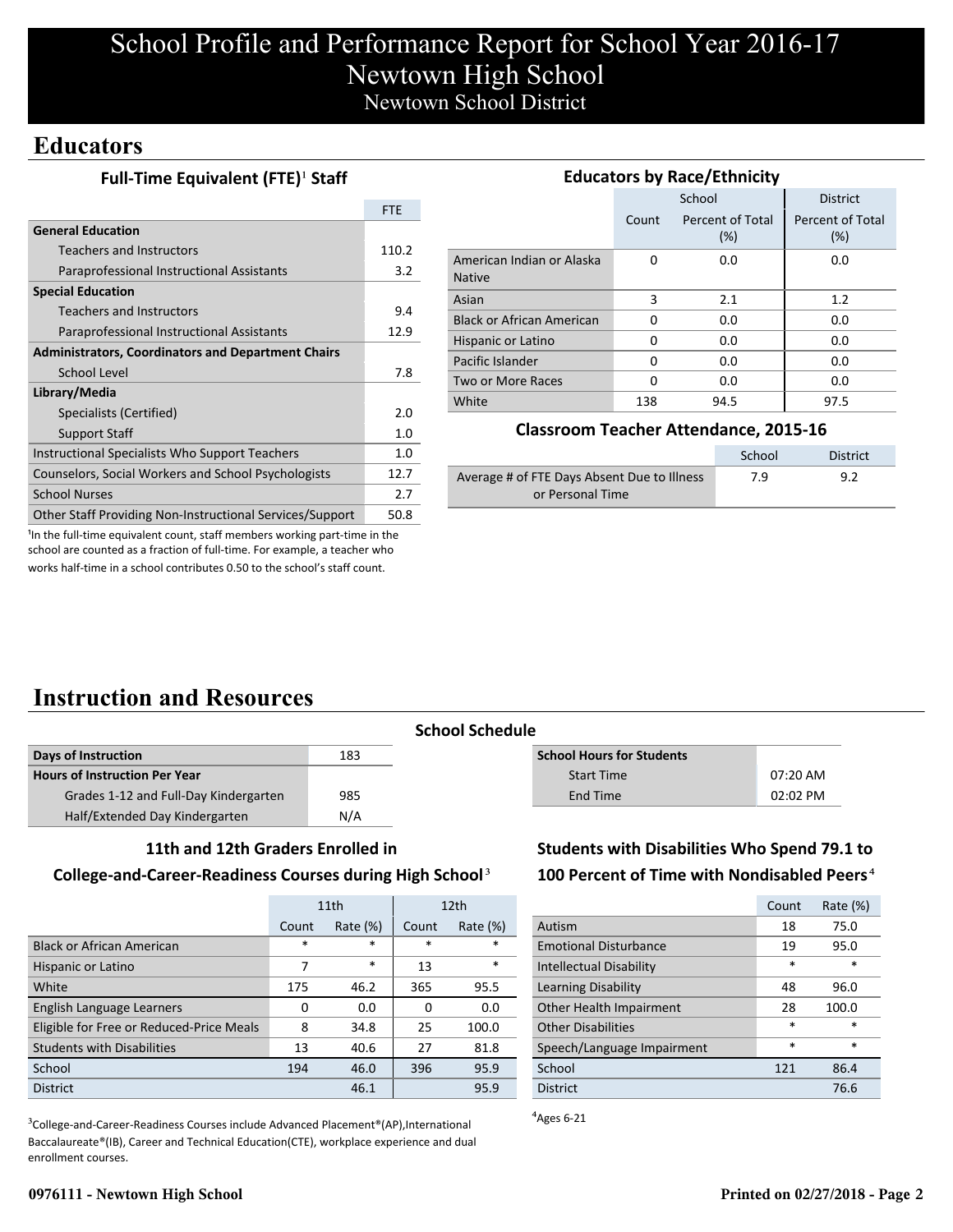# School Profile and Performance Report for School Year 2016-17
# Newtown High School
## Newtown School District

## Educators

### Full-Time Equivalent (FTE)[1] Staff

| | FTE |
|---|---|
| **General Education** | |
| Teachers and Instructors | 110.2 |
| Paraprofessional Instructional Assistants | 3.2 |
| **Special Education** | |
| Teachers and Instructors | 9.4 |
| Paraprofessional Instructional Assistants | 12.9 |
| **Administrators, Coordinators and Department Chairs** | |
| School Level | 7.8 |
| **Library/Media** | |
| Specialists (Certified) | 2.0 |
| Support Staff | 1.0 |
| Instructional Specialists Who Support Teachers | 1.0 |
| Counselors, Social Workers and School Psychologists | 12.7 |
| School Nurses | 2.7 |
| Other Staff Providing Non-Instructional Services/Support | 50.8 |

[1]In the full-time equivalent count, staff members working part-time in the school are counted as a fraction of full-time. For example, a teacher who works half-time in a school contributes 0.50 to the school's staff count.

### Educators by Race/Ethnicity

| | School | | District |
|---|---|---|---|
| | Count | Percent of Total (%) | Percent of Total (%) |
| American Indian or Alaska Native | 0 | 0.0 | 0.0 |
| Asian | 3 | 2.1 | 1.2 |
| Black or African American | 0 | 0.0 | 0.0 |
| Hispanic or Latino | 0 | 0.0 | 0.0 |
| Pacific Islander | 0 | 0.0 | 0.0 |
| Two or More Races | 0 | 0.0 | 0.0 |
| White | 138 | 94.5 | 97.5 |

### Classroom Teacher Attendance, 2015-16

| | School | District |
|---|---|---|
| Average # of FTE Days Absent Due to Illness or Personal Time | 7.9 | 9.2 |

## Instruction and Resources

### School Schedule

| | |
|---|---|
| **Days of Instruction** | 183 |
| **Hours of Instruction Per Year** | |
| Grades 1-12 and Full-Day Kindergarten | 985 |
| Half/Extended Day Kindergarten | N/A |

| **School Hours for Students** | |
|---|---|
| Start Time | 07:20 AM |
| End Time | 02:02 PM |

### 11th and 12th Graders Enrolled in College-and-Career-Readiness Courses during High School[3]

| | 11th | | 12th | |
|---|---|---|---|---|
| | Count | Rate (%) | Count | Rate (%) |
| Black or African American | * | * | * | * |
| Hispanic or Latino | 7 | * | 13 | * |
| White | 175 | 46.2 | 365 | 95.5 |
| English Language Learners | 0 | 0.0 | 0 | 0.0 |
| Eligible for Free or Reduced-Price Meals | 8 | 34.8 | 25 | 100.0 |
| Students with Disabilities | 13 | 40.6 | 27 | 81.8 |
| School | 194 | 46.0 | 396 | 95.9 |
| District | | 46.1 | | 95.9 |

[3]College-and-Career-Readiness Courses include Advanced Placement®(AP),International Baccalaureate®(IB), Career and Technical Education(CTE), workplace experience and dual enrollment courses.

### Students with Disabilities Who Spend 79.1 to 100 Percent of Time with Nondisabled Peers[4]

| | Count | Rate (%) |
|---|---|---|
| Autism | 18 | 75.0 |
| Emotional Disturbance | 19 | 95.0 |
| Intellectual Disability | * | * |
| Learning Disability | 48 | 96.0 |
| Other Health Impairment | 28 | 100.0 |
| Other Disabilities | * | * |
| Speech/Language Impairment | * | * |
| School | 121 | 86.4 |
| District | | 76.6 |

[4]Ages 6-21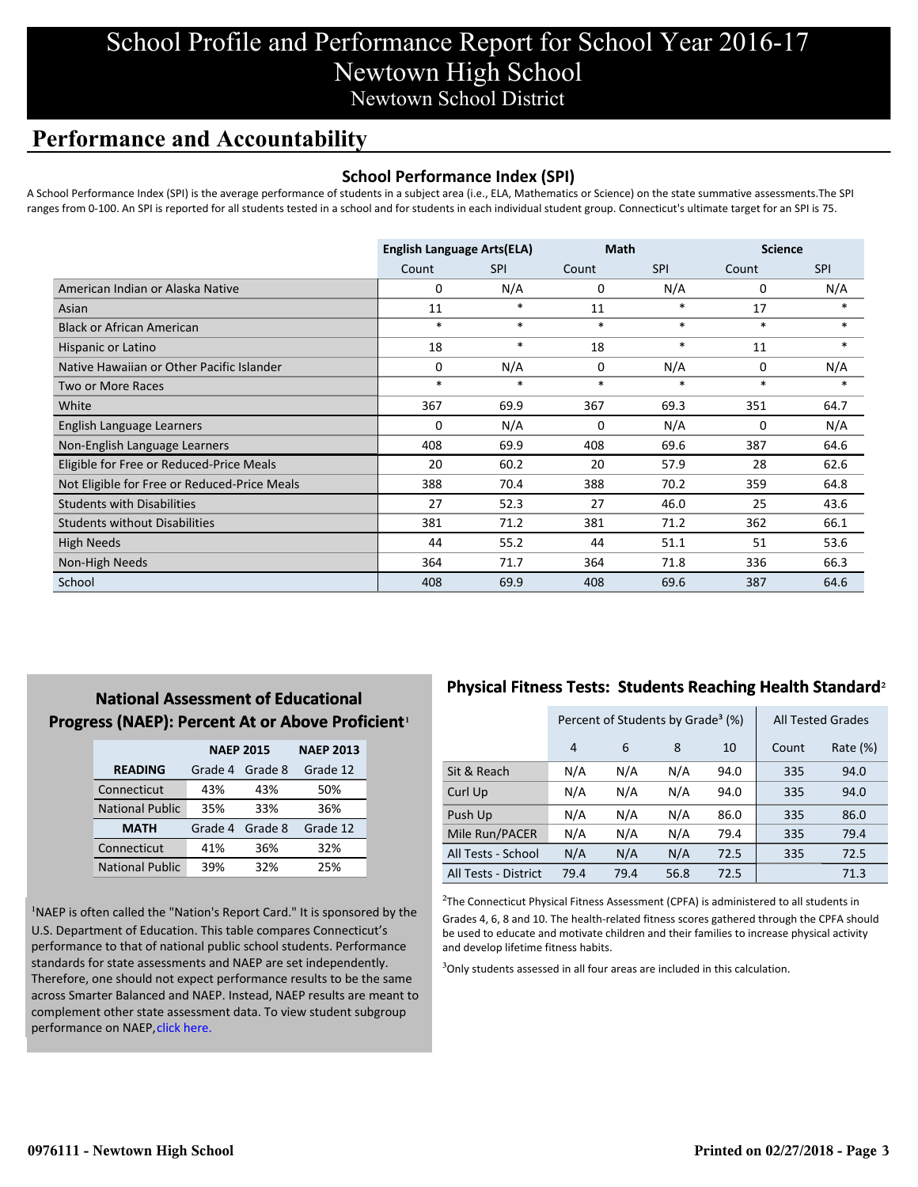# School Profile and Performance Report for School Year 2016-17
## Newtown High School
### Newtown School District

## Performance and Accountability

### School Performance Index (SPI)

A School Performance Index (SPI) is the average performance of students in a subject area (i.e., ELA, Mathematics or Science) on the state summative assessments.The SPI ranges from 0-100. An SPI is reported for all students tested in a school and for students in each individual student group. Connecticut's ultimate target for an SPI is 75.

| | English Language Arts(ELA) | | Math | | Science | |
|---|---|---|---|---|---|---|
| | Count | SPI | Count | SPI | Count | SPI |
| American Indian or Alaska Native | 0 | N/A | 0 | N/A | 0 | N/A |
| Asian | 11 | * | 11 | * | 17 | * |
| Black or African American | * | * | * | * | * | * |
| Hispanic or Latino | 18 | * | 18 | * | 11 | * |
| Native Hawaiian or Other Pacific Islander | 0 | N/A | 0 | N/A | 0 | N/A |
| Two or More Races | * | * | * | * | * | * |
| White | 367 | 69.9 | 367 | 69.3 | 351 | 64.7 |
| English Language Learners | 0 | N/A | 0 | N/A | 0 | N/A |
| Non-English Language Learners | 408 | 69.9 | 408 | 69.6 | 387 | 64.6 |
| Eligible for Free or Reduced-Price Meals | 20 | 60.2 | 20 | 57.9 | 28 | 62.6 |
| Not Eligible for Free or Reduced-Price Meals | 388 | 70.4 | 388 | 70.2 | 359 | 64.8 |
| Students with Disabilities | 27 | 52.3 | 27 | 46.0 | 25 | 43.6 |
| Students without Disabilities | 381 | 71.2 | 381 | 71.2 | 362 | 66.1 |
| High Needs | 44 | 55.2 | 44 | 51.1 | 51 | 53.6 |
| Non-High Needs | 364 | 71.7 | 364 | 71.8 | 336 | 66.3 |
| School | 408 | 69.9 | 408 | 69.6 | 387 | 64.6 |

### National Assessment of Educational Progress (NAEP): Percent At or Above Proficient[1]

| | NAEP 2015 | | NAEP 2013 |
|---|---|---|---|
| **READING** | Grade 4 | Grade 8 | Grade 12 |
| Connecticut | 43% | 43% | 50% |
| National Public | 35% | 33% | 36% |
| **MATH** | Grade 4 | Grade 8 | Grade 12 |
| Connecticut | 41% | 36% | 32% |
| National Public | 39% | 32% | 25% |

[1]NAEP is often called the "Nation's Report Card." It is sponsored by the U.S. Department of Education. This table compares Connecticut's performance to that of national public school students. Performance standards for state assessments and NAEP are set independently. Therefore, one should not expect performance results to be the same across Smarter Balanced and NAEP. Instead, NAEP results are meant to complement other state assessment data. To view student subgroup performance on NAEP, click here.

### Physical Fitness Tests: Students Reaching Health Standard[2]

| | Percent of Students by Grade[3] (%) | | | | All Tested Grades | |
|---|---|---|---|---|---|---|
| | 4 | 6 | 8 | 10 | Count | Rate (%) |
| Sit & Reach | N/A | N/A | N/A | 94.0 | 335 | 94.0 |
| Curl Up | N/A | N/A | N/A | 94.0 | 335 | 94.0 |
| Push Up | N/A | N/A | N/A | 86.0 | 335 | 86.0 |
| Mile Run/PACER | N/A | N/A | N/A | 79.4 | 335 | 79.4 |
| All Tests - School | N/A | N/A | N/A | 72.5 | 335 | 72.5 |
| All Tests - District | 79.4 | 79.4 | 56.8 | 72.5 | | 71.3 |

[2]The Connecticut Physical Fitness Assessment (CPFA) is administered to all students in Grades 4, 6, 8 and 10. The health-related fitness scores gathered through the CPFA should be used to educate and motivate children and their families to increase physical activity and develop lifetime fitness habits.

[3]Only students assessed in all four areas are included in this calculation.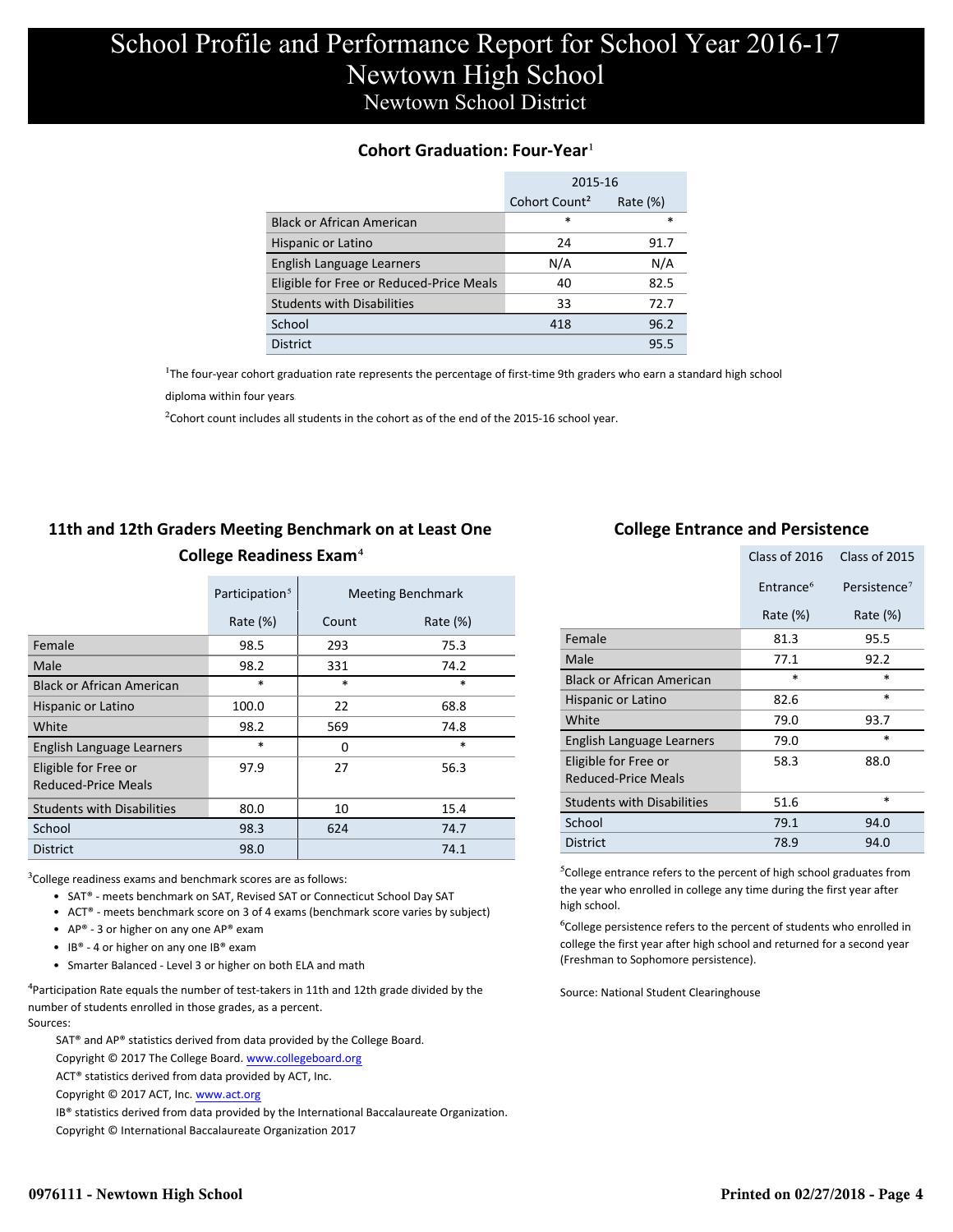# School Profile and Performance Report for School Year 2016-17
## Newtown High School
### Newtown School District

### Cohort Graduation: Four-Year[1]

| | 2015-16 | |
|---|---|---|
| | Cohort Count[2] | Rate (%) |
| Black or African American | * | * |
| Hispanic or Latino | 24 | 91.7 |
| English Language Learners | N/A | N/A |
| Eligible for Free or Reduced-Price Meals | 40 | 82.5 |
| Students with Disabilities | 33 | 72.7 |
| School | 418 | 96.2 |
| District | | 95.5 |

[1]The four-year cohort graduation rate represents the percentage of first-time 9th graders who earn a standard high school diploma within four years

[2]Cohort count includes all students in the cohort as of the end of the 2015-16 school year.

### 11th and 12th Graders Meeting Benchmark on at Least One College Readiness Exam[4]

| | Participation[5] | Meeting Benchmark | |
|---|---|---|---|
| | Rate (%) | Count | Rate (%) |
| Female | 98.5 | 293 | 75.3 |
| Male | 98.2 | 331 | 74.2 |
| Black or African American | * | * | * |
| Hispanic or Latino | 100.0 | 22 | 68.8 |
| White | 98.2 | 569 | 74.8 |
| English Language Learners | * | 0 | * |
| Eligible for Free or Reduced-Price Meals | 97.9 | 27 | 56.3 |
| Students with Disabilities | 80.0 | 10 | 15.4 |
| School | 98.3 | 624 | 74.7 |
| District | 98.0 | | 74.1 |

[3]College readiness exams and benchmark scores are as follows:

- SAT® - meets benchmark on SAT, Revised SAT or Connecticut School Day SAT
- ACT® - meets benchmark score on 3 of 4 exams (benchmark score varies by subject)
- AP® - 3 or higher on any one AP® exam
- IB® - 4 or higher on any one IB® exam
- Smarter Balanced - Level 3 or higher on both ELA and math

[4]Participation Rate equals the number of test-takers in 11th and 12th grade divided by the number of students enrolled in those grades, as a percent.

Sources:

SAT® and AP® statistics derived from data provided by the College Board.
Copyright © 2017 The College Board. www.collegeboard.org
ACT® statistics derived from data provided by ACT, Inc.
Copyright © 2017 ACT, Inc. www.act.org
IB® statistics derived from data provided by the International Baccalaureate Organization.
Copyright © International Baccalaureate Organization 2017

### College Entrance and Persistence

| | Class of 2016 | Class of 2015 |
|---|---|---|
| | Entrance[6] | Persistence[7] |
| | Rate (%) | Rate (%) |
| Female | 81.3 | 95.5 |
| Male | 77.1 | 92.2 |
| Black or African American | * | * |
| Hispanic or Latino | 82.6 | * |
| White | 79.0 | 93.7 |
| English Language Learners | 79.0 | * |
| Eligible for Free or Reduced-Price Meals | 58.3 | 88.0 |
| Students with Disabilities | 51.6 | * |
| School | 79.1 | 94.0 |
| District | 78.9 | 94.0 |

[5]College entrance refers to the percent of high school graduates from the year who enrolled in college any time during the first year after high school.

[6]College persistence refers to the percent of students who enrolled in college the first year after high school and returned for a second year (Freshman to Sophomore persistence).

Source: National Student Clearinghouse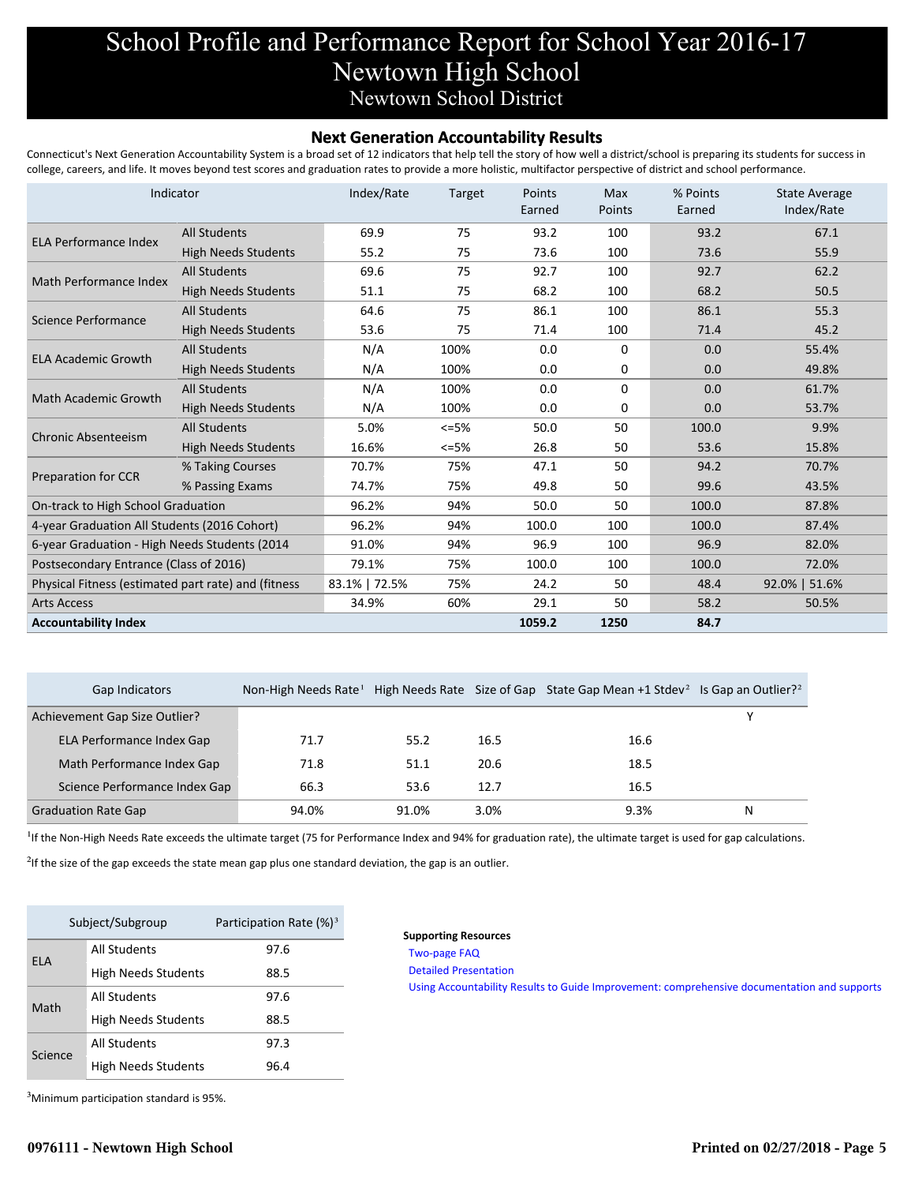# School Profile and Performance Report for School Year 2016-17
# Newtown High School
## Newtown School District

### Next Generation Accountability Results

Connecticut's Next Generation Accountability System is a broad set of 12 indicators that help tell the story of how well a district/school is preparing its students for success in college, careers, and life. It moves beyond test scores and graduation rates to provide a more holistic, multifactor perspective of district and school performance.

| Indicator | | Index/Rate | Target | Points Earned | Max Points | % Points Earned | State Average Index/Rate |
|---|---|---|---|---|---|---|---|
| ELA Performance Index | All Students | 69.9 | 75 | 93.2 | 100 | 93.2 | 67.1 |
| | High Needs Students | 55.2 | 75 | 73.6 | 100 | 73.6 | 55.9 |
| Math Performance Index | All Students | 69.6 | 75 | 92.7 | 100 | 92.7 | 62.2 |
| | High Needs Students | 51.1 | 75 | 68.2 | 100 | 68.2 | 50.5 |
| Science Performance | All Students | 64.6 | 75 | 86.1 | 100 | 86.1 | 55.3 |
| | High Needs Students | 53.6 | 75 | 71.4 | 100 | 71.4 | 45.2 |
| ELA Academic Growth | All Students | N/A | 100% | 0.0 | 0 | 0.0 | 55.4% |
| | High Needs Students | N/A | 100% | 0.0 | 0 | 0.0 | 49.8% |
| Math Academic Growth | All Students | N/A | 100% | 0.0 | 0 | 0.0 | 61.7% |
| | High Needs Students | N/A | 100% | 0.0 | 0 | 0.0 | 53.7% |
| Chronic Absenteeism | All Students | 5.0% | <=5% | 50.0 | 50 | 100.0 | 9.9% |
| | High Needs Students | 16.6% | <=5% | 26.8 | 50 | 53.6 | 15.8% |
| Preparation for CCR | % Taking Courses | 70.7% | 75% | 47.1 | 50 | 94.2 | 70.7% |
| | % Passing Exams | 74.7% | 75% | 49.8 | 50 | 99.6 | 43.5% |
| On-track to High School Graduation | | 96.2% | 94% | 50.0 | 50 | 100.0 | 87.8% |
| 4-year Graduation All Students (2016 Cohort) | | 96.2% | 94% | 100.0 | 100 | 100.0 | 87.4% |
| 6-year Graduation - High Needs Students (2014 | | 91.0% | 94% | 96.9 | 100 | 96.9 | 82.0% |
| Postsecondary Entrance (Class of 2016) | | 79.1% | 75% | 100.0 | 100 | 100.0 | 72.0% |
| Physical Fitness (estimated part rate) and (fitness | | 83.1% \| 72.5% | 75% | 24.2 | 50 | 48.4 | 92.0% \| 51.6% |
| Arts Access | | 34.9% | 60% | 29.1 | 50 | 58.2 | 50.5% |
| **Accountability Index** | | | | **1059.2** | **1250** | **84.7** | |

| Gap Indicators | Non-High Needs Rate[1] | High Needs Rate | Size of Gap | State Gap Mean +1 Stdev[2] | Is Gap an Outlier?[2] |
|---|---|---|---|---|---|
| Achievement Gap Size Outlier? | | | | | Y |
| ELA Performance Index Gap | 71.7 | 55.2 | 16.5 | 16.6 | |
| Math Performance Index Gap | 71.8 | 51.1 | 20.6 | 18.5 | |
| Science Performance Index Gap | 66.3 | 53.6 | 12.7 | 16.5 | |
| Graduation Rate Gap | 94.0% | 91.0% | 3.0% | 9.3% | N |

[1]If the Non-High Needs Rate exceeds the ultimate target (75 for Performance Index and 94% for graduation rate), the ultimate target is used for gap calculations.

[2]If the size of the gap exceeds the state mean gap plus one standard deviation, the gap is an outlier.

| Subject/Subgroup | | Participation Rate (%)[3] |
|---|---|---|
| ELA | All Students | 97.6 |
| | High Needs Students | 88.5 |
| Math | All Students | 97.6 |
| | High Needs Students | 88.5 |
| Science | All Students | 97.3 |
| | High Needs Students | 96.4 |

[3]Minimum participation standard is 95%.

**Supporting Resources**

- Two-page FAQ
- Detailed Presentation
- Using Accountability Results to Guide Improvement: comprehensive documentation and supports